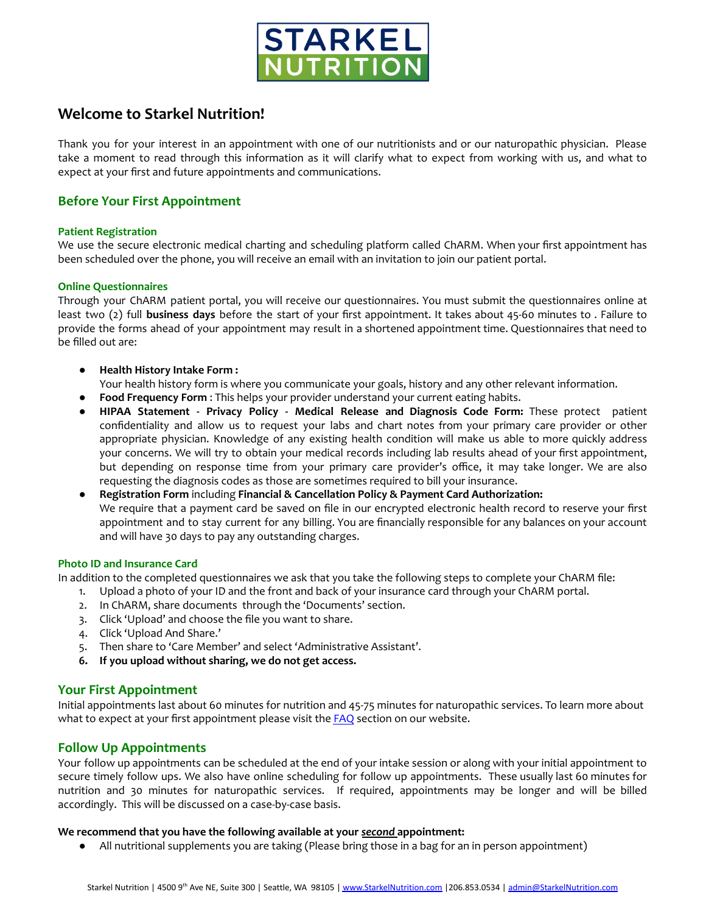# Welcome to Starkel Nutrition!

Thank you for your interest in an appointment with one of our nutritionists and or our naturopathic physician. Please take a moment to read through this information as it will clarify what to expect from working with us, and what to expect at your first and future appointments and communications.

## Before Your First Appointment

### Patient Registration

We use the secure electronic medical charting and scheduling platform called ChARM. When your first appointment has been scheduled over the phone, you will receive an email with an invitation to join our patient portal.

### Online Questionnaires

Through your ChARM patient portal, you will receive our questionnaires. You must submit the questionnaires online at least two (2) full **business days** before the start of your first appointment. It takes about 45-60 minutes to . Failure to provide the forms ahead of your appointment may result in a shortened appointment time. Questionnaires that need to be filled out are:

- **Health History Intake Form :**
  Your health history form is where you communicate your goals, history and any other relevant information.
- **Food Frequency Form** : This helps your provider understand your current eating habits.
- **HIPAA Statement - Privacy Policy - Medical Release and Diagnosis Code Form:** These protect patient confidentiality and allow us to request your labs and chart notes from your primary care provider or other appropriate physician. Knowledge of any existing health condition will make us able to more quickly address your concerns. We will try to obtain your medical records including lab results ahead of your first appointment, but depending on response time from your primary care provider's office, it may take longer. We are also requesting the diagnosis codes as those are sometimes required to bill your insurance.
- **Registration Form** including **Financial & Cancellation Policy & Payment Card Authorization:**
  We require that a payment card be saved on file in our encrypted electronic health record to reserve your first appointment and to stay current for any billing. You are financially responsible for any balances on your account and will have 30 days to pay any outstanding charges.

### Photo ID and Insurance Card

In addition to the completed questionnaires we ask that you take the following steps to complete your ChARM file:

1. Upload a photo of your ID and the front and back of your insurance card through your ChARM portal.
2. In ChARM, share documents through the 'Documents' section.
3. Click 'Upload' and choose the file you want to share.
4. Click 'Upload And Share.'
5. Then share to 'Care Member' and select 'Administrative Assistant'.
6. **If you upload without sharing, we do not get access.**

## Your First Appointment

Initial appointments last about 60 minutes for nutrition and 45-75 minutes for naturopathic services. To learn more about what to expect at your first appointment please visit the [FAQ](FAQ) section on our website.

## Follow Up Appointments

Your follow up appointments can be scheduled at the end of your intake session or along with your initial appointment to secure timely follow ups. We also have online scheduling for follow up appointments. These usually last 60 minutes for nutrition and 30 minutes for naturopathic services. If required, appointments may be longer and will be billed accordingly. This will be discussed on a case-by-case basis.

**We recommend that you have the following available at your *<u>second</u>* appointment:**

- All nutritional supplements you are taking (Please bring those in a bag for an in person appointment)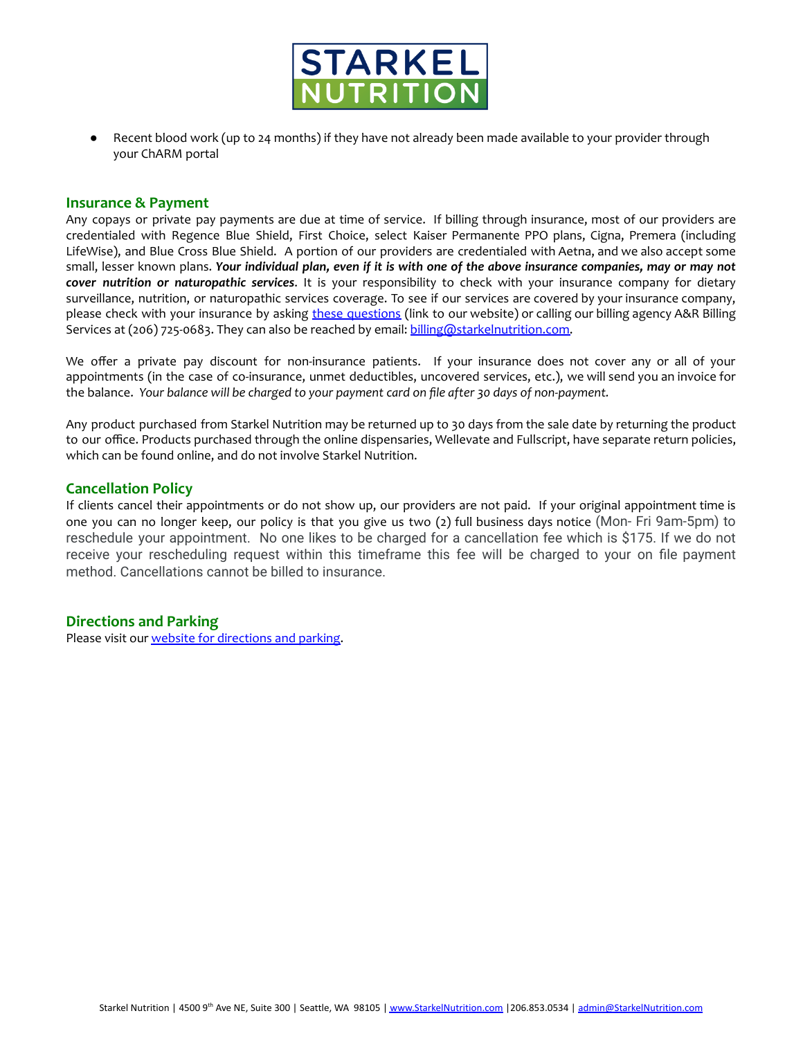- Recent blood work (up to 24 months) if they have not already been made available to your provider through your ChARM portal

## Insurance & Payment

Any copays or private pay payments are due at time of service. If billing through insurance, most of our providers are credentialed with Regence Blue Shield, First Choice, select Kaiser Permanente PPO plans, Cigna, Premera (including LifeWise), and Blue Cross Blue Shield. A portion of our providers are credentialed with Aetna, and we also accept some small, lesser known plans. ***Your individual plan, even if it is with one of the above insurance companies, may or may not cover nutrition or naturopathic services***. It is your responsibility to check with your insurance company for dietary surveillance, nutrition, or naturopathic services coverage. To see if our services are covered by your insurance company, please check with your insurance by asking [these questions](#) (link to our website) or calling our billing agency A&R Billing Services at (206) 725-0683. They can also be reached by email: [billing@starkelnutrition.com](mailto:billing@starkelnutrition.com).

We offer a private pay discount for non-insurance patients. If your insurance does not cover any or all of your appointments (in the case of co-insurance, unmet deductibles, uncovered services, etc.), we will send you an invoice for the balance. *Your balance will be charged to your payment card on file after 30 days of non-payment.*

Any product purchased from Starkel Nutrition may be returned up to 30 days from the sale date by returning the product to our office. Products purchased through the online dispensaries, Wellevate and Fullscript, have separate return policies, which can be found online, and do not involve Starkel Nutrition.

## Cancellation Policy

If clients cancel their appointments or do not show up, our providers are not paid. If your original appointment time is one you can no longer keep, our policy is that you give us two (2) full business days notice (Mon- Fri 9am-5pm) to reschedule your appointment. No one likes to be charged for a cancellation fee which is $175. If we do not receive your rescheduling request within this timeframe this fee will be charged to your on file payment method. Cancellations cannot be billed to insurance.

## Directions and Parking

Please visit our [website for directions and parking](#).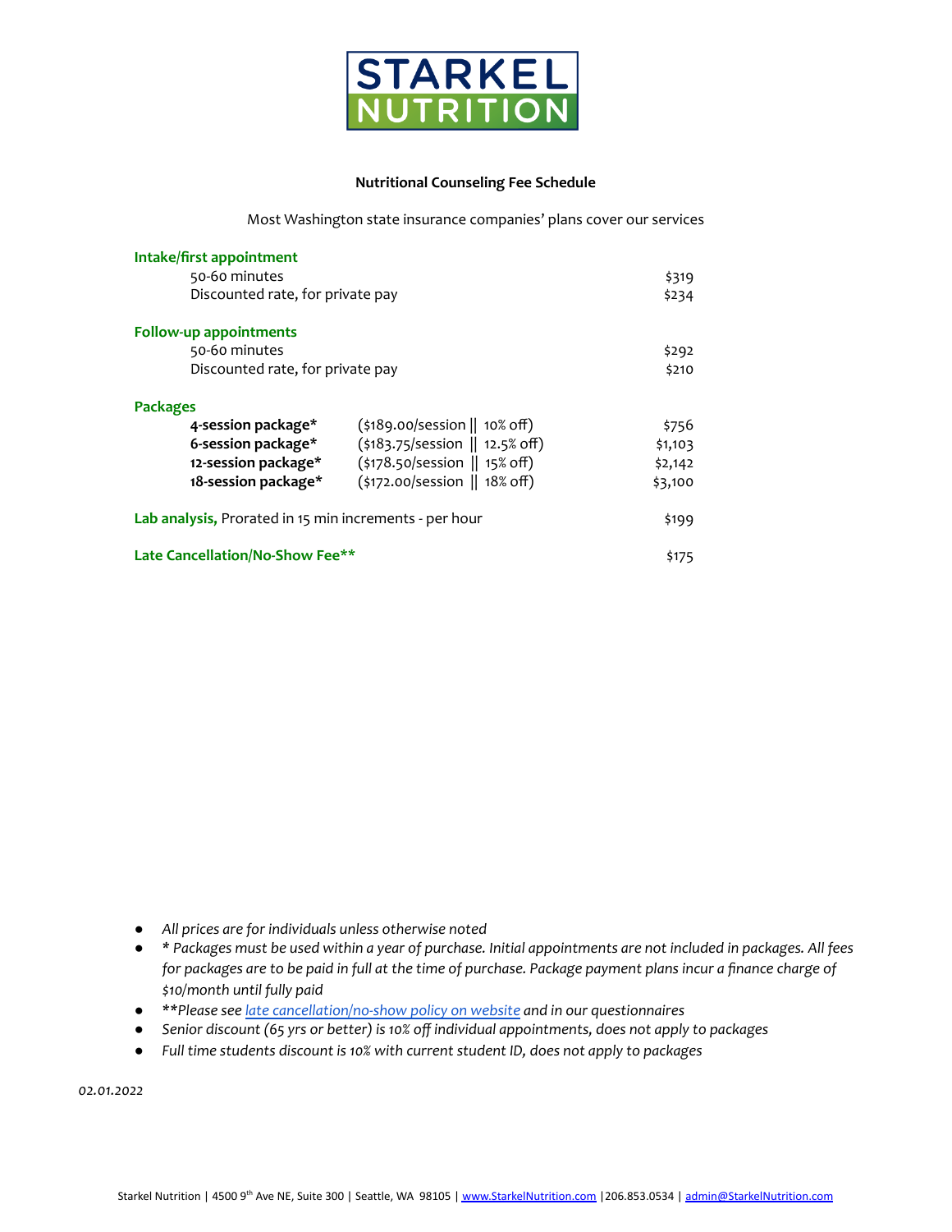**STARKEL NUTRITION**

## Nutritional Counseling Fee Schedule

Most Washington state insurance companies' plans cover our services

| | | |
|---|---|---|
| **Intake/first appointment** | | |
| 50-60 minutes | | $319 |
| Discounted rate, for private pay | | $234 |
| **Follow-up appointments** | | |
| 50-60 minutes | | $292 |
| Discounted rate, for private pay | | $210 |
| **Packages** | | |
| **4-session package*** | ($189.00/session \|\| 10% off) | $756 |
| **6-session package*** | ($183.75/session \|\| 12.5% off) | $1,103 |
| **12-session package*** | ($178.50/session \|\| 15% off) | $2,142 |
| **18-session package*** | ($172.00/session \|\| 18% off) | $3,100 |
| **Lab analysis,** Prorated in 15 min increments - per hour | | $199 |
| **Late Cancellation/No-Show Fee**** | | $175 |

- *All prices are for individuals unless otherwise noted*
- ** Packages must be used within a year of purchase. Initial appointments are not included in packages. All fees for packages are to be paid in full at the time of purchase. Package payment plans incur a finance charge of $10/month until fully paid*
- ***Please see [late cancellation/no-show policy on website](#) and in our questionnaires*
- *Senior discount (65 yrs or better) is 10% off individual appointments, does not apply to packages*
- *Full time students discount is 10% with current student ID, does not apply to packages*

*02.01.2022*

Starkel Nutrition | 4500 9th Ave NE, Suite 300 | Seattle, WA 98105 | www.StarkelNutrition.com | 206.853.0534 | admin@StarkelNutrition.com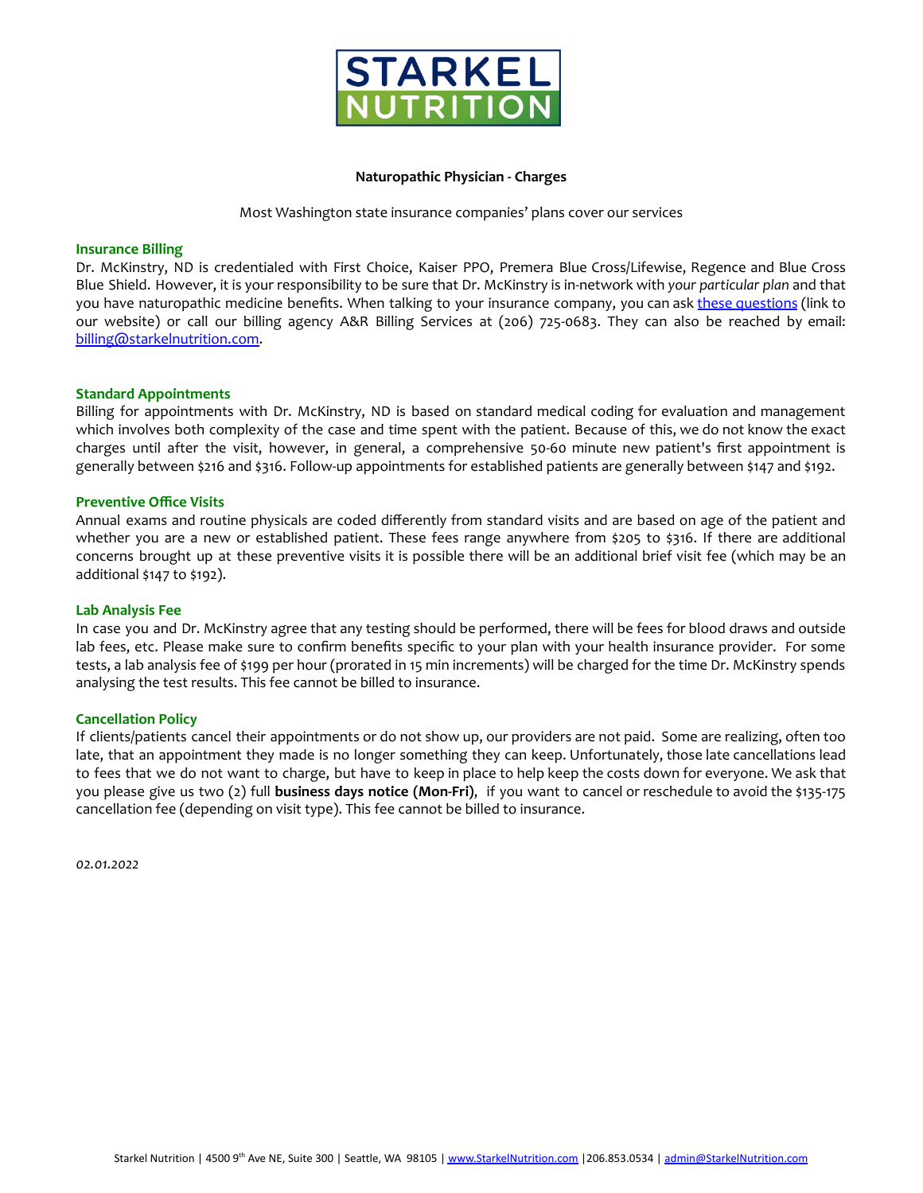**STARKEL NUTRITION**

**Naturopathic Physician - Charges**

Most Washington state insurance companies' plans cover our services

### Insurance Billing

Dr. McKinstry, ND is credentialed with First Choice, Kaiser PPO, Premera Blue Cross/Lifewise, Regence and Blue Cross Blue Shield. However, it is your responsibility to be sure that Dr. McKinstry is in-network with *your particular plan* and that you have naturopathic medicine benefits. When talking to your insurance company, you can ask [these questions](#) (link to our website) or call our billing agency A&R Billing Services at (206) 725-0683. They can also be reached by email: billing@starkelnutrition.com.

### Standard Appointments

Billing for appointments with Dr. McKinstry, ND is based on standard medical coding for evaluation and management which involves both complexity of the case and time spent with the patient. Because of this, we do not know the exact charges until after the visit, however, in general, a comprehensive 50-60 minute new patient's first appointment is generally between $216 and $316. Follow-up appointments for established patients are generally between $147 and $192.

### Preventive Office Visits

Annual exams and routine physicals are coded differently from standard visits and are based on age of the patient and whether you are a new or established patient. These fees range anywhere from $205 to $316. If there are additional concerns brought up at these preventive visits it is possible there will be an additional brief visit fee (which may be an additional $147 to $192).

### Lab Analysis Fee

In case you and Dr. McKinstry agree that any testing should be performed, there will be fees for blood draws and outside lab fees, etc. Please make sure to confirm benefits specific to your plan with your health insurance provider. For some tests, a lab analysis fee of $199 per hour (prorated in 15 min increments) will be charged for the time Dr. McKinstry spends analysing the test results. This fee cannot be billed to insurance.

### Cancellation Policy

If clients/patients cancel their appointments or do not show up, our providers are not paid. Some are realizing, often too late, that an appointment they made is no longer something they can keep. Unfortunately, those late cancellations lead to fees that we do not want to charge, but have to keep in place to help keep the costs down for everyone. We ask that you please give us two (2) full **business days notice (Mon-Fri)**, if you want to cancel or reschedule to avoid the $135-175 cancellation fee (depending on visit type). This fee cannot be billed to insurance.

*02.01.2022*

Starkel Nutrition | 4500 9th Ave NE, Suite 300 | Seattle, WA 98105 | www.StarkelNutrition.com | 206.853.0534 | admin@StarkelNutrition.com